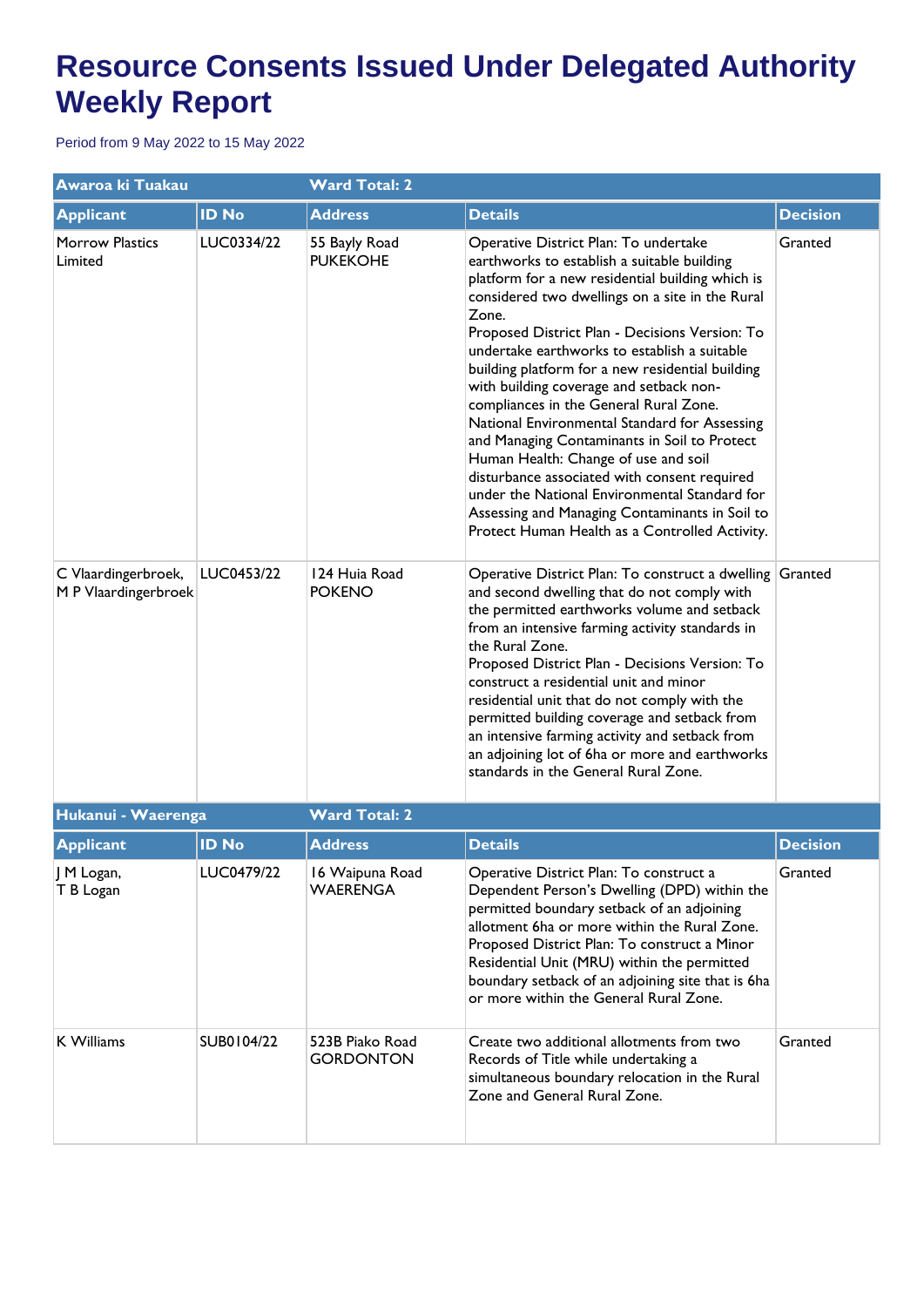# Resource Consents Issued Under Delegated Authority Weekly Report

Period from 9 May 2022 to 15 May 2022

| Awaroa ki Tuakau | | Ward Total: 2 | | |
|---|---|---|---|---|
| **Applicant** | **ID No** | **Address** | **Details** | **Decision** |
| Morrow Plastics Limited | LUC0334/22 | 55 Bayly Road PUKEKOHE | Operative District Plan: To undertake earthworks to establish a suitable building platform for a new residential building which is considered two dwellings on a site in the Rural Zone. Proposed District Plan - Decisions Version: To undertake earthworks to establish a suitable building platform for a new residential building with building coverage and setback non-compliances in the General Rural Zone. National Environmental Standard for Assessing and Managing Contaminants in Soil to Protect Human Health: Change of use and soil disturbance associated with consent required under the National Environmental Standard for Assessing and Managing Contaminants in Soil to Protect Human Health as a Controlled Activity. | Granted |
| C Vlaardingerbroek, M P Vlaardingerbroek | LUC0453/22 | 124 Huia Road POKENO | Operative District Plan: To construct a dwelling and second dwelling that do not comply with the permitted earthworks volume and setback from an intensive farming activity standards in the Rural Zone. Proposed District Plan - Decisions Version: To construct a residential unit and minor residential unit that do not comply with the permitted building coverage and setback from an intensive farming activity and setback from an adjoining lot of 6ha or more and earthworks standards in the General Rural Zone. | Granted |

| Hukanui - Waerenga | | Ward Total: 2 | | |
|---|---|---|---|---|
| **Applicant** | **ID No** | **Address** | **Details** | **Decision** |
| J M Logan, T B Logan | LUC0479/22 | 16 Waipuna Road WAERENGA | Operative District Plan: To construct a Dependent Person's Dwelling (DPD) within the permitted boundary setback of an adjoining allotment 6ha or more within the Rural Zone. Proposed District Plan: To construct a Minor Residential Unit (MRU) within the permitted boundary setback of an adjoining site that is 6ha or more within the General Rural Zone. | Granted |
| K Williams | SUB0104/22 | 523B Piako Road GORDONTON | Create two additional allotments from two Records of Title while undertaking a simultaneous boundary relocation in the Rural Zone and General Rural Zone. | Granted |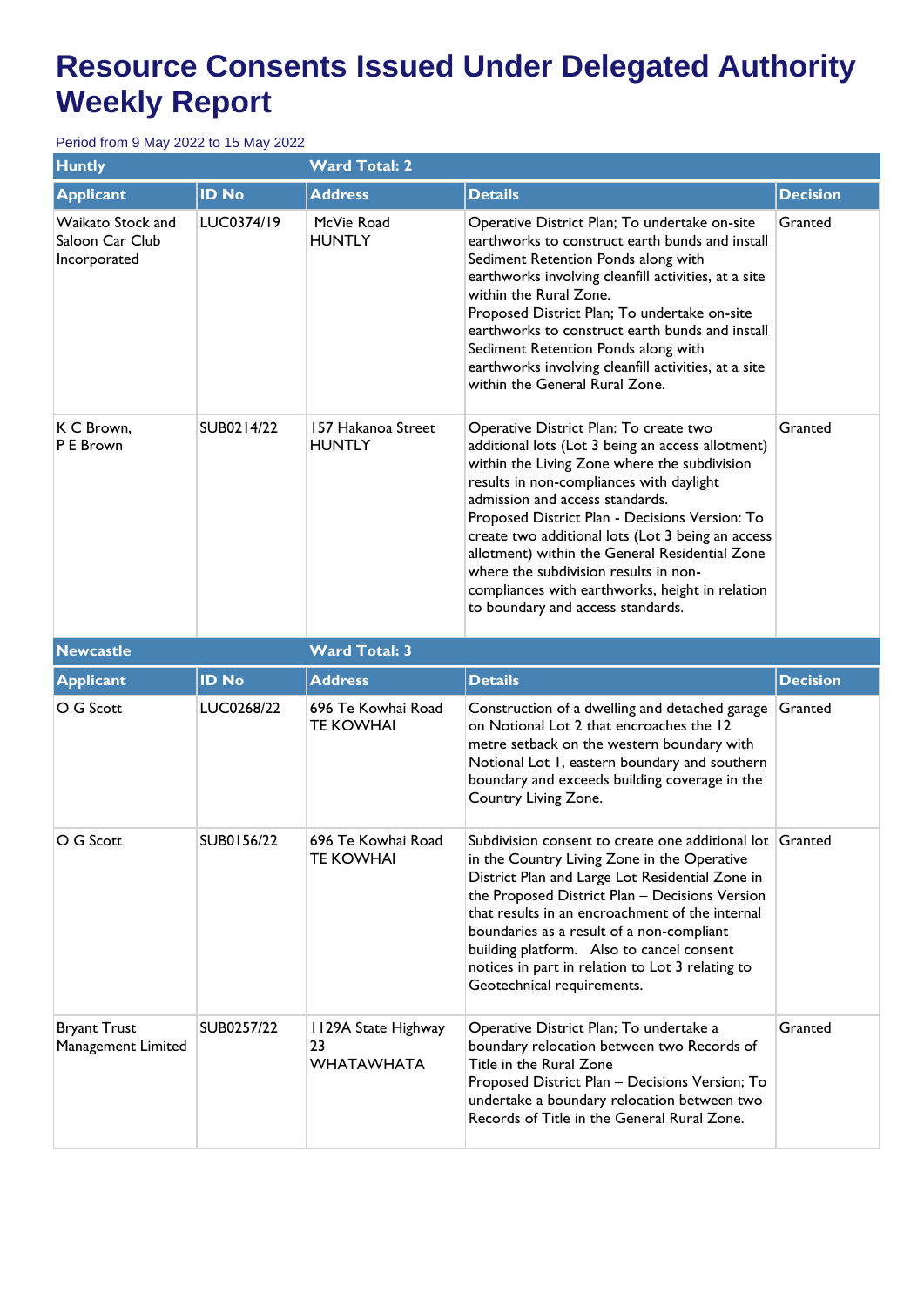# Resource Consents Issued Under Delegated Authority Weekly Report

Period from 9 May 2022 to 15 May 2022

| Huntly | | Ward Total: 2 | | |
|---|---|---|---|---|
| **Applicant** | **ID No** | **Address** | **Details** | **Decision** |
| Waikato Stock and Saloon Car Club Incorporated | LUC0374/19 | McVie Road HUNTLY | Operative District Plan; To undertake on-site earthworks to construct earth bunds and install Sediment Retention Ponds along with earthworks involving cleanfill activities, at a site within the Rural Zone. Proposed District Plan; To undertake on-site earthworks to construct earth bunds and install Sediment Retention Ponds along with earthworks involving cleanfill activities, at a site within the General Rural Zone. | Granted |
| K C Brown, P E Brown | SUB0214/22 | 157 Hakanoa Street HUNTLY | Operative District Plan: To create two additional lots (Lot 3 being an access allotment) within the Living Zone where the subdivision results in non-compliances with daylight admission and access standards. Proposed District Plan - Decisions Version: To create two additional lots (Lot 3 being an access allotment) within the General Residential Zone where the subdivision results in non-compliances with earthworks, height in relation to boundary and access standards. | Granted |

| Newcastle | | Ward Total: 3 | | |
|---|---|---|---|---|
| **Applicant** | **ID No** | **Address** | **Details** | **Decision** |
| O G Scott | LUC0268/22 | 696 Te Kowhai Road TE KOWHAI | Construction of a dwelling and detached garage on Notional Lot 2 that encroaches the 12 metre setback on the western boundary with Notional Lot 1, eastern boundary and southern boundary and exceeds building coverage in the Country Living Zone. | Granted |
| O G Scott | SUB0156/22 | 696 Te Kowhai Road TE KOWHAI | Subdivision consent to create one additional lot in the Country Living Zone in the Operative District Plan and Large Lot Residential Zone in the Proposed District Plan – Decisions Version that results in an encroachment of the internal boundaries as a result of a non-compliant building platform. Also to cancel consent notices in part in relation to Lot 3 relating to Geotechnical requirements. | Granted |
| Bryant Trust Management Limited | SUB0257/22 | 1129A State Highway 23 WHATAWHATA | Operative District Plan; To undertake a boundary relocation between two Records of Title in the Rural Zone Proposed District Plan – Decisions Version; To undertake a boundary relocation between two Records of Title in the General Rural Zone. | Granted |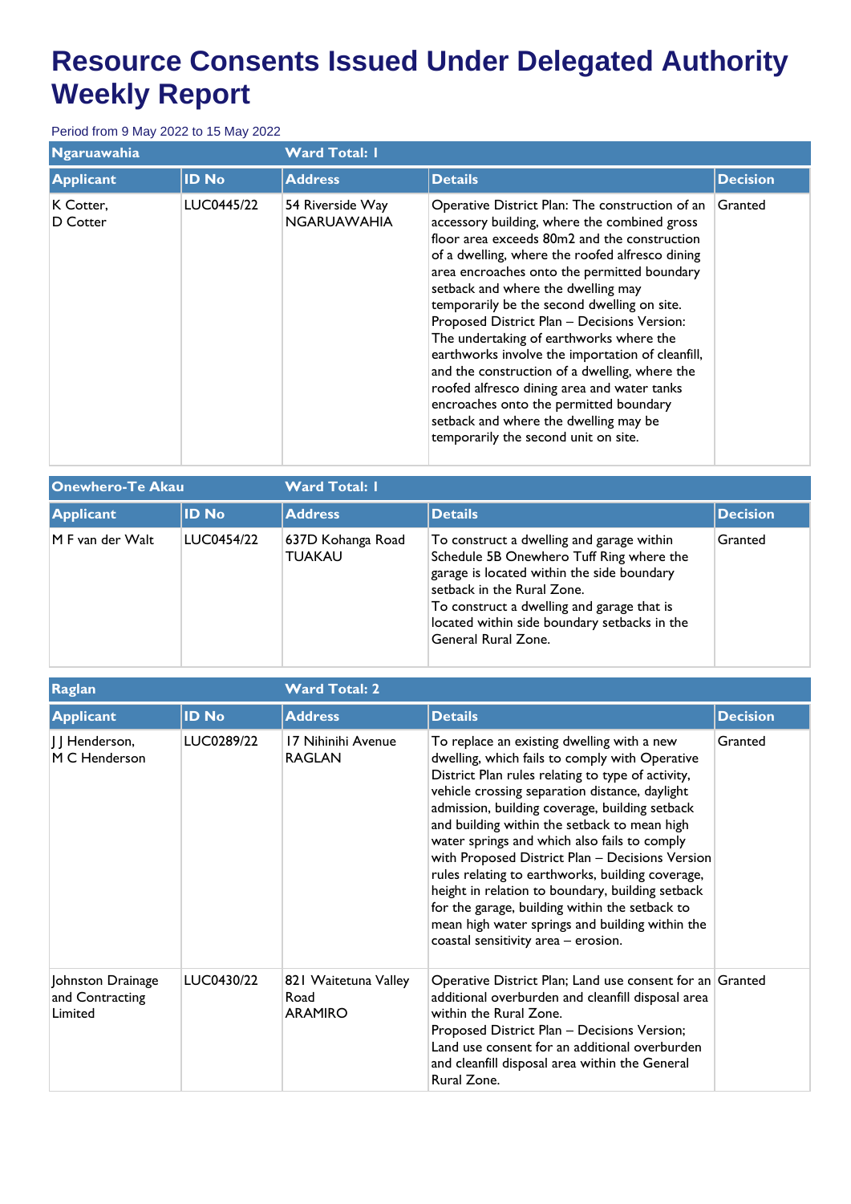# Resource Consents Issued Under Delegated Authority Weekly Report

Period from 9 May 2022 to 15 May 2022

| Ngaruawahia | | Ward Total: 1 | | |
|---|---|---|---|---|
| **Applicant** | **ID No** | **Address** | **Details** | **Decision** |
| K Cotter, D Cotter | LUC0445/22 | 54 Riverside Way NGARUAWAHIA | Operative District Plan: The construction of an accessory building, where the combined gross floor area exceeds 80m2 and the construction of a dwelling, where the roofed alfresco dining area encroaches onto the permitted boundary setback and where the dwelling may temporarily be the second dwelling on site. Proposed District Plan – Decisions Version: The undertaking of earthworks where the earthworks involve the importation of cleanfill, and the construction of a dwelling, where the roofed alfresco dining area and water tanks encroaches onto the permitted boundary setback and where the dwelling may be temporarily the second unit on site. | Granted |

| Onewhero-Te Akau | | Ward Total: 1 | | |
|---|---|---|---|---|
| **Applicant** | **ID No** | **Address** | **Details** | **Decision** |
| M F van der Walt | LUC0454/22 | 637D Kohanga Road TUAKAU | To construct a dwelling and garage within Schedule 5B Onewhero Tuff Ring where the garage is located within the side boundary setback in the Rural Zone.<br>To construct a dwelling and garage that is located within side boundary setbacks in the General Rural Zone. | Granted |

| Raglan | | Ward Total: 2 | | |
|---|---|---|---|---|
| **Applicant** | **ID No** | **Address** | **Details** | **Decision** |
| J J Henderson, M C Henderson | LUC0289/22 | 17 Nihinihi Avenue RAGLAN | To replace an existing dwelling with a new dwelling, which fails to comply with Operative District Plan rules relating to type of activity, vehicle crossing separation distance, daylight admission, building coverage, building setback and building within the setback to mean high water springs and which also fails to comply with Proposed District Plan – Decisions Version rules relating to earthworks, building coverage, height in relation to boundary, building setback for the garage, building within the setback to mean high water springs and building within the coastal sensitivity area – erosion. | Granted |
| Johnston Drainage and Contracting Limited | LUC0430/22 | 821 Waitetuna Valley Road ARAMIRO | Operative District Plan; Land use consent for an additional overburden and cleanfill disposal area within the Rural Zone.<br>Proposed District Plan – Decisions Version; Land use consent for an additional overburden and cleanfill disposal area within the General Rural Zone. | Granted |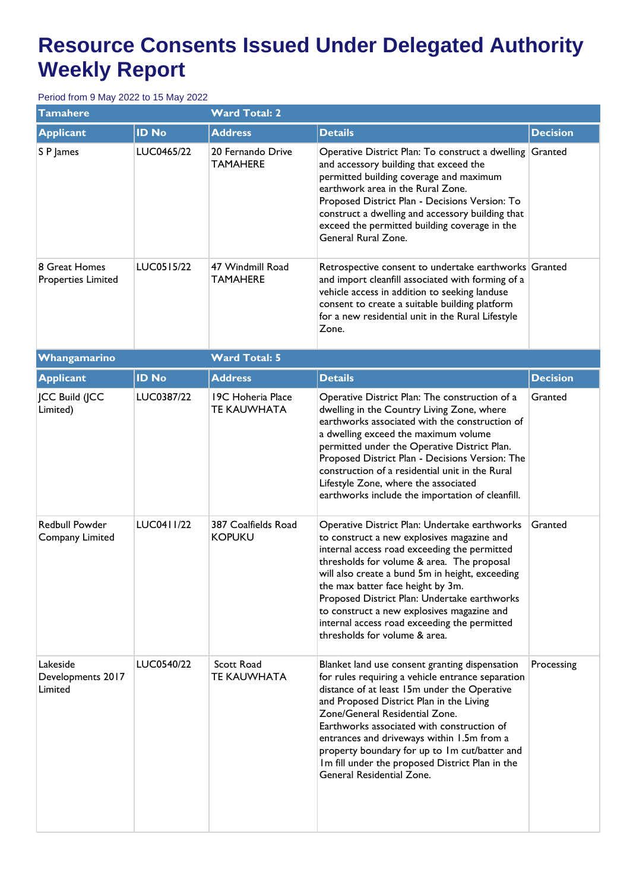# Resource Consents Issued Under Delegated Authority Weekly Report

Period from 9 May 2022 to 15 May 2022

| Tamahere | | Ward Total: 2 | | |
|---|---|---|---|---|
| **Applicant** | **ID No** | **Address** | **Details** | **Decision** |
| S P James | LUC0465/22 | 20 Fernando Drive TAMAHERE | Operative District Plan: To construct a dwelling and accessory building that exceed the permitted building coverage and maximum earthwork area in the Rural Zone. Proposed District Plan - Decisions Version: To construct a dwelling and accessory building that exceed the permitted building coverage in the General Rural Zone. | Granted |
| 8 Great Homes Properties Limited | LUC0515/22 | 47 Windmill Road TAMAHERE | Retrospective consent to undertake earthworks and import cleanfill associated with forming of a vehicle access in addition to seeking landuse consent to create a suitable building platform for a new residential unit in the Rural Lifestyle Zone. | Granted |

| Whangamarino | | Ward Total: 5 | | |
|---|---|---|---|---|
| **Applicant** | **ID No** | **Address** | **Details** | **Decision** |
| JCC Build (JCC Limited) | LUC0387/22 | 19C Hoheria Place TE KAUWHATA | Operative District Plan: The construction of a dwelling in the Country Living Zone, where earthworks associated with the construction of a dwelling exceed the maximum volume permitted under the Operative District Plan. Proposed District Plan - Decisions Version: The construction of a residential unit in the Rural Lifestyle Zone, where the associated earthworks include the importation of cleanfill. | Granted |
| Redbull Powder Company Limited | LUC0411/22 | 387 Coalfields Road KOPUKU | Operative District Plan: Undertake earthworks to construct a new explosives magazine and internal access road exceeding the permitted thresholds for volume & area. The proposal will also create a bund 5m in height, exceeding the max batter face height by 3m. Proposed District Plan: Undertake earthworks to construct a new explosives magazine and internal access road exceeding the permitted thresholds for volume & area. | Granted |
| Lakeside Developments 2017 Limited | LUC0540/22 | Scott Road TE KAUWHATA | Blanket land use consent granting dispensation for rules requiring a vehicle entrance separation distance of at least 15m under the Operative and Proposed District Plan in the Living Zone/General Residential Zone. Earthworks associated with construction of entrances and driveways within 1.5m from a property boundary for up to 1m cut/batter and 1m fill under the proposed District Plan in the General Residential Zone. | Processing |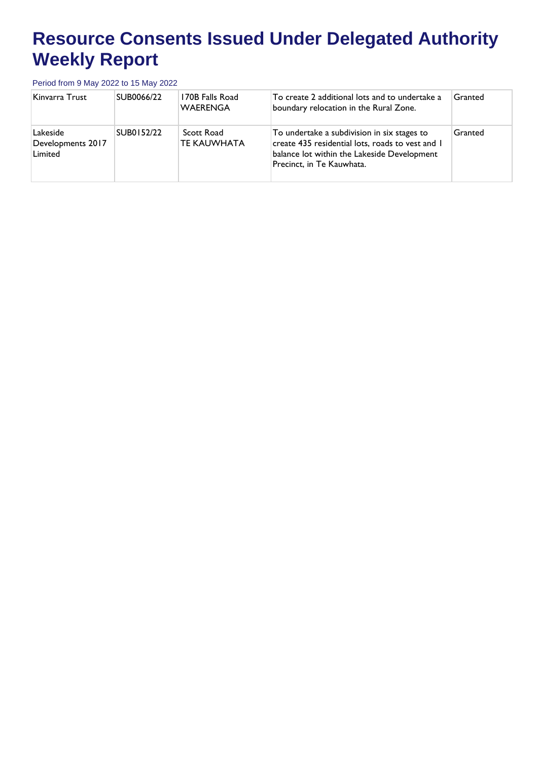# Resource Consents Issued Under Delegated Authority Weekly Report

Period from 9 May 2022 to 15 May 2022

| | | | | |
|---|---|---|---|---|
| Kinvarra Trust | SUB0066/22 | 170B Falls Road WAERENGA | To create 2 additional lots and to undertake a boundary relocation in the Rural Zone. | Granted |
| Lakeside Developments 2017 Limited | SUB0152/22 | Scott Road TE KAUWHATA | To undertake a subdivision in six stages to create 435 residential lots, roads to vest and 1 balance lot within the Lakeside Development Precinct, in Te Kauwhata. | Granted |